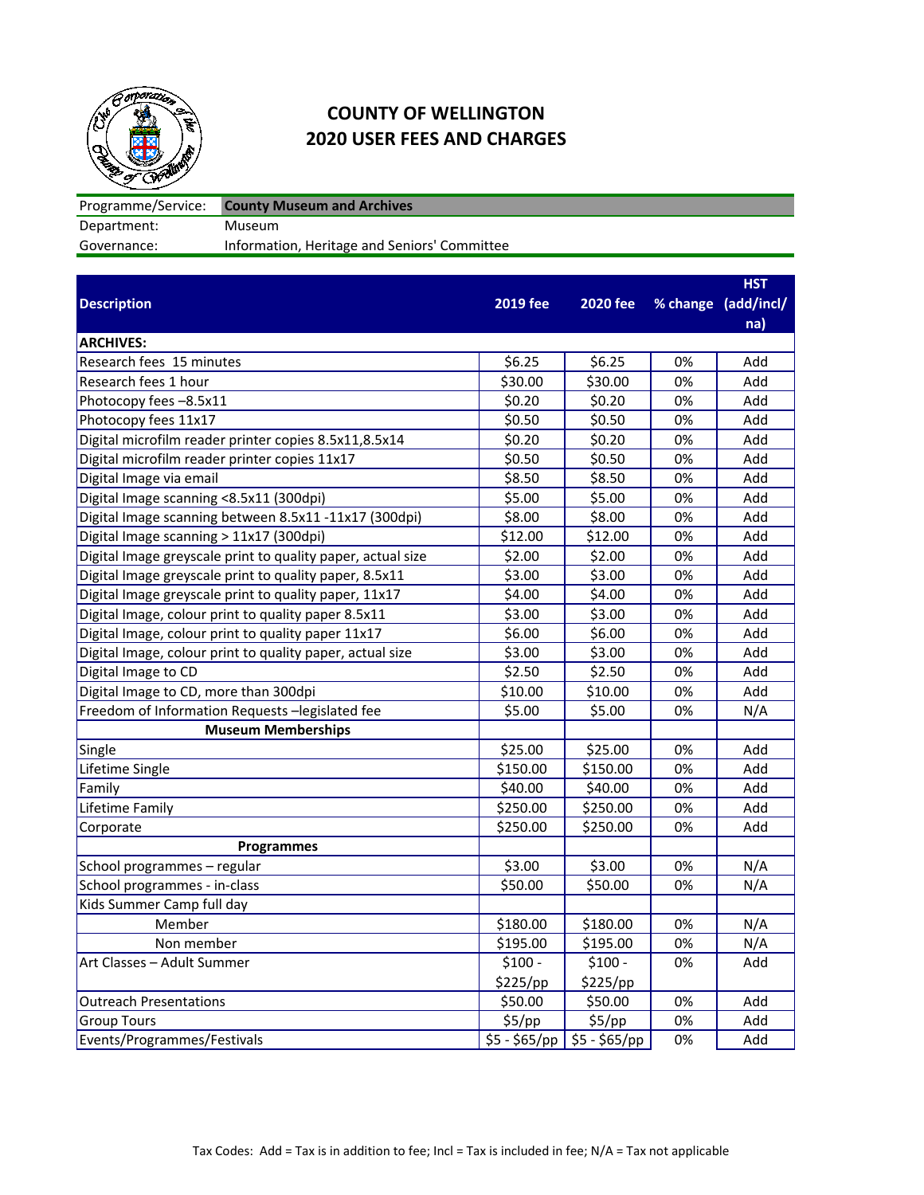# COUNTY OF WELLINGTON
## 2020 USER FEES AND CHARGES

| | |
|---|---|
| Programme/Service: | **County Museum and Archives** |
| Department: | Museum |
| Governance: | Information, Heritage and Seniors' Committee |

| Description | 2019 fee | 2020 fee | % change | HST (add/incl/na) |
|---|---|---|---|---|
| **ARCHIVES:** | | | | |
| Research fees 15 minutes | $6.25 | $6.25 | 0% | Add |
| Research fees 1 hour | $30.00 | $30.00 | 0% | Add |
| Photocopy fees –8.5x11 | $0.20 | $0.20 | 0% | Add |
| Photocopy fees 11x17 | $0.50 | $0.50 | 0% | Add |
| Digital microfilm reader printer copies 8.5x11,8.5x14 | $0.20 | $0.20 | 0% | Add |
| Digital microfilm reader printer copies 11x17 | $0.50 | $0.50 | 0% | Add |
| Digital Image via email | $8.50 | $8.50 | 0% | Add |
| Digital Image scanning <8.5x11 (300dpi) | $5.00 | $5.00 | 0% | Add |
| Digital Image scanning between 8.5x11 -11x17 (300dpi) | $8.00 | $8.00 | 0% | Add |
| Digital Image scanning > 11x17 (300dpi) | $12.00 | $12.00 | 0% | Add |
| Digital Image greyscale print to quality paper, actual size | $2.00 | $2.00 | 0% | Add |
| Digital Image greyscale print to quality paper, 8.5x11 | $3.00 | $3.00 | 0% | Add |
| Digital Image greyscale print to quality paper, 11x17 | $4.00 | $4.00 | 0% | Add |
| Digital Image, colour print to quality paper 8.5x11 | $3.00 | $3.00 | 0% | Add |
| Digital Image, colour print to quality paper 11x17 | $6.00 | $6.00 | 0% | Add |
| Digital Image, colour print to quality paper, actual size | $3.00 | $3.00 | 0% | Add |
| Digital Image to CD | $2.50 | $2.50 | 0% | Add |
| Digital Image to CD, more than 300dpi | $10.00 | $10.00 | 0% | Add |
| Freedom of Information Requests –legislated fee | $5.00 | $5.00 | 0% | N/A |
| **Museum Memberships** | | | | |
| Single | $25.00 | $25.00 | 0% | Add |
| Lifetime Single | $150.00 | $150.00 | 0% | Add |
| Family | $40.00 | $40.00 | 0% | Add |
| Lifetime Family | $250.00 | $250.00 | 0% | Add |
| Corporate | $250.00 | $250.00 | 0% | Add |
| **Programmes** | | | | |
| School programmes – regular | $3.00 | $3.00 | 0% | N/A |
| School programmes - in-class | $50.00 | $50.00 | 0% | N/A |
| Kids Summer Camp full day | | | | |
| Member | $180.00 | $180.00 | 0% | N/A |
| Non member | $195.00 | $195.00 | 0% | N/A |
| Art Classes – Adult Summer | $100 - $225/pp | $100 - $225/pp | 0% | Add |
| Outreach Presentations | $50.00 | $50.00 | 0% | Add |
| Group Tours | $5/pp | $5/pp | 0% | Add |
| Events/Programmes/Festivals | $5 - $65/pp | $5 - $65/pp | 0% | Add |

Tax Codes: Add = Tax is in addition to fee; Incl = Tax is included in fee; N/A = Tax not applicable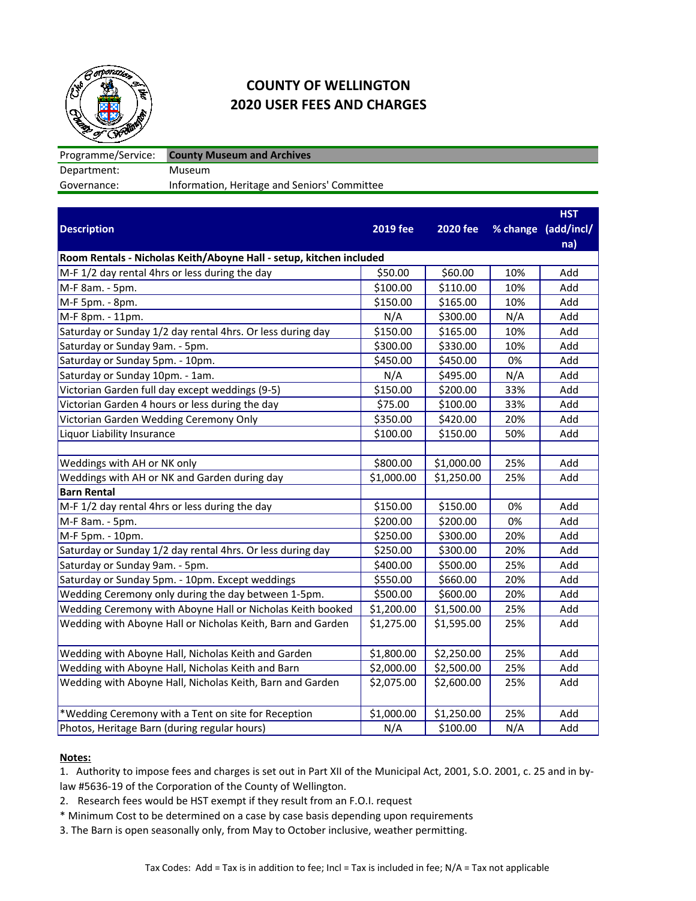# COUNTY OF WELLINGTON
## 2020 USER FEES AND CHARGES

| | |
|---|---|
| Programme/Service: | **County Museum and Archives** |
| Department: | Museum |
| Governance: | Information, Heritage and Seniors' Committee |

| Description | 2019 fee | 2020 fee | % change | HST (add/incl/na) |
|---|---|---|---|---|
| **Room Rentals - Nicholas Keith/Aboyne Hall - setup, kitchen included** | | | | |
| M-F 1/2 day rental 4hrs or less during the day | $50.00 | $60.00 | 10% | Add |
| M-F 8am. - 5pm. | $100.00 | $110.00 | 10% | Add |
| M-F 5pm. - 8pm. | $150.00 | $165.00 | 10% | Add |
| M-F 8pm. - 11pm. | N/A | $300.00 | N/A | Add |
| Saturday or Sunday 1/2 day rental 4hrs. Or less during day | $150.00 | $165.00 | 10% | Add |
| Saturday or Sunday 9am. - 5pm. | $300.00 | $330.00 | 10% | Add |
| Saturday or Sunday 5pm. - 10pm. | $450.00 | $450.00 | 0% | Add |
| Saturday or Sunday 10pm. - 1am. | N/A | $495.00 | N/A | Add |
| Victorian Garden full day except weddings (9-5) | $150.00 | $200.00 | 33% | Add |
| Victorian Garden 4 hours or less during the day | $75.00 | $100.00 | 33% | Add |
| Victorian Garden Wedding Ceremony Only | $350.00 | $420.00 | 20% | Add |
| Liquor Liability Insurance | $100.00 | $150.00 | 50% | Add |
| | | | | |
| Weddings with AH or NK only | $800.00 | $1,000.00 | 25% | Add |
| Weddings with AH or NK and Garden during day | $1,000.00 | $1,250.00 | 25% | Add |
| **Barn Rental** | | | | |
| M-F 1/2 day rental 4hrs or less during the day | $150.00 | $150.00 | 0% | Add |
| M-F 8am. - 5pm. | $200.00 | $200.00 | 0% | Add |
| M-F 5pm. - 10pm. | $250.00 | $300.00 | 20% | Add |
| Saturday or Sunday 1/2 day rental 4hrs. Or less during day | $250.00 | $300.00 | 20% | Add |
| Saturday or Sunday 9am. - 5pm. | $400.00 | $500.00 | 25% | Add |
| Saturday or Sunday 5pm. - 10pm. Except weddings | $550.00 | $660.00 | 20% | Add |
| Wedding Ceremony only during the day between 1-5pm. | $500.00 | $600.00 | 20% | Add |
| Wedding Ceremony with Aboyne Hall or Nicholas Keith booked | $1,200.00 | $1,500.00 | 25% | Add |
| Wedding with Aboyne Hall or Nicholas Keith, Barn and Garden | $1,275.00 | $1,595.00 | 25% | Add |
| Wedding with Aboyne Hall, Nicholas Keith and Garden | $1,800.00 | $2,250.00 | 25% | Add |
| Wedding with Aboyne Hall, Nicholas Keith and Barn | $2,000.00 | $2,500.00 | 25% | Add |
| Wedding with Aboyne Hall, Nicholas Keith, Barn and Garden | $2,075.00 | $2,600.00 | 25% | Add |
| *Wedding Ceremony with a Tent on site for Reception | $1,000.00 | $1,250.00 | 25% | Add |
| Photos, Heritage Barn (during regular hours) | N/A | $100.00 | N/A | Add |

**Notes:**

1. Authority to impose fees and charges is set out in Part XII of the Municipal Act, 2001, S.O. 2001, c. 25 and in by-law #5636-19 of the Corporation of the County of Wellington.
2. Research fees would be HST exempt if they result from an F.O.I. request

\* Minimum Cost to be determined on a case by case basis depending upon requirements

3. The Barn is open seasonally only, from May to October inclusive, weather permitting.

Tax Codes: Add = Tax is in addition to fee; Incl = Tax is included in fee; N/A = Tax not applicable